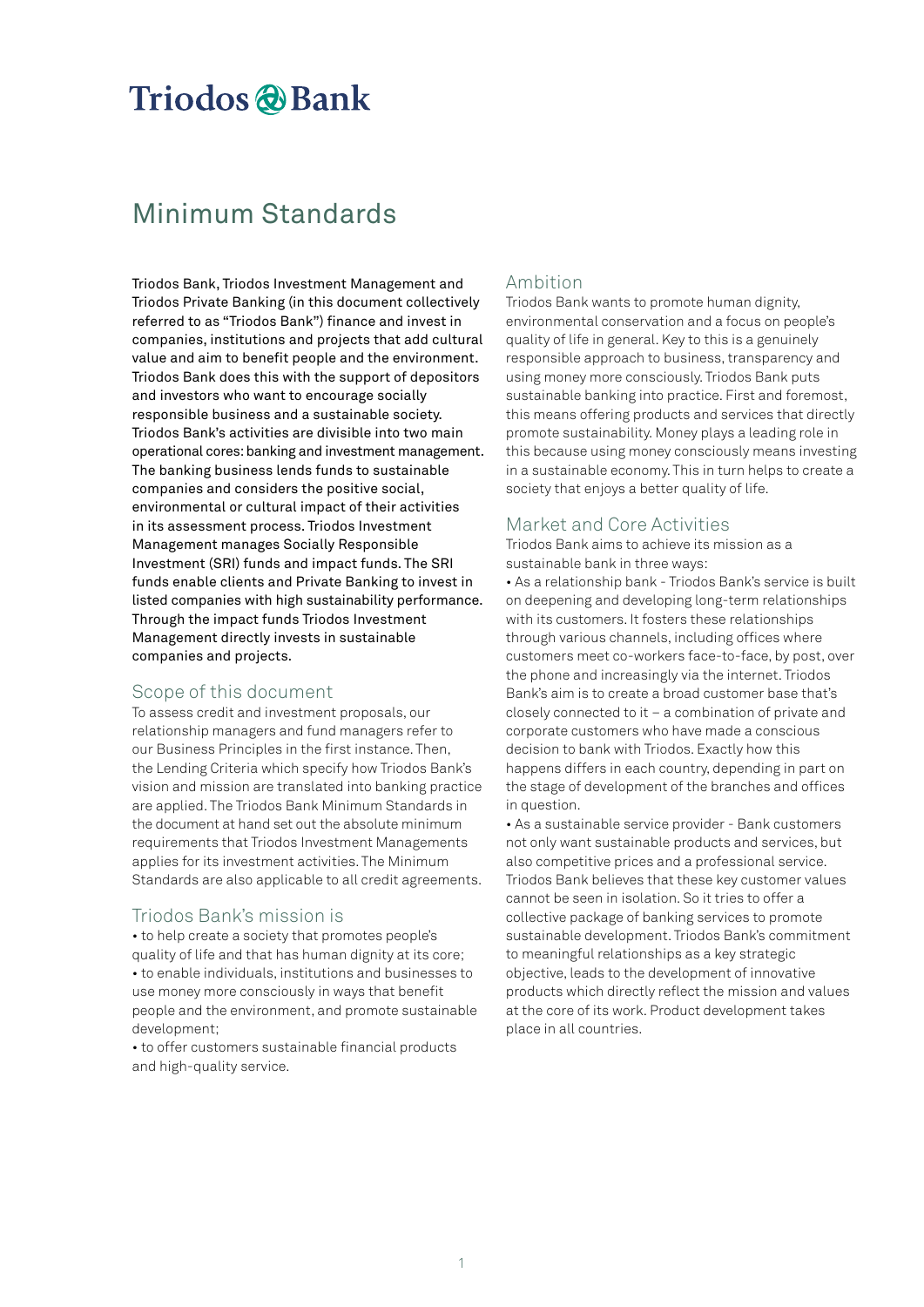# Triodos Bank

## Minimum Standards

Triodos Bank, Triodos Investment Management and Triodos Private Banking (in this document collectively referred to as "Triodos Bank") finance and invest in companies, institutions and projects that add cultural value and aim to benefit people and the environment. Triodos Bank does this with the support of depositors and investors who want to encourage socially responsible business and a sustainable society. Triodos Bank's activities are divisible into two main operational cores: banking and investment management. The banking business lends funds to sustainable companies and considers the positive social, environmental or cultural impact of their activities in its assessment process. Triodos Investment Management manages Socially Responsible Investment (SRI) funds and impact funds. The SRI funds enable clients and Private Banking to invest in listed companies with high sustainability performance. Through the impact funds Triodos Investment Management directly invests in sustainable companies and projects.

### Scope of this document

To assess credit and investment proposals, our relationship managers and fund managers refer to our Business Principles in the first instance. Then, the Lending Criteria which specify how Triodos Bank's vision and mission are translated into banking practice are applied. The Triodos Bank Minimum Standards in the document at hand set out the absolute minimum requirements that Triodos Investment Managements applies for its investment activities. The Minimum Standards are also applicable to all credit agreements.

### Triodos Bank's mission is

- to help create a society that promotes people's quality of life and that has human dignity at its core;
- to enable individuals, institutions and businesses to use money more consciously in ways that benefit people and the environment, and promote sustainable development;
- to offer customers sustainable financial products and high-quality service.

### Ambition

Triodos Bank wants to promote human dignity, environmental conservation and a focus on people's quality of life in general. Key to this is a genuinely responsible approach to business, transparency and using money more consciously. Triodos Bank puts sustainable banking into practice. First and foremost, this means offering products and services that directly promote sustainability. Money plays a leading role in this because using money consciously means investing in a sustainable economy. This in turn helps to create a society that enjoys a better quality of life.

### Market and Core Activities

Triodos Bank aims to achieve its mission as a sustainable bank in three ways:

- As a relationship bank - Triodos Bank's service is built on deepening and developing long-term relationships with its customers. It fosters these relationships through various channels, including offices where customers meet co-workers face-to-face, by post, over the phone and increasingly via the internet. Triodos Bank's aim is to create a broad customer base that's closely connected to it – a combination of private and corporate customers who have made a conscious decision to bank with Triodos. Exactly how this happens differs in each country, depending in part on the stage of development of the branches and offices in question.
- As a sustainable service provider - Bank customers not only want sustainable products and services, but also competitive prices and a professional service. Triodos Bank believes that these key customer values cannot be seen in isolation. So it tries to offer a collective package of banking services to promote sustainable development. Triodos Bank's commitment to meaningful relationships as a key strategic objective, leads to the development of innovative products which directly reflect the mission and values at the core of its work. Product development takes place in all countries.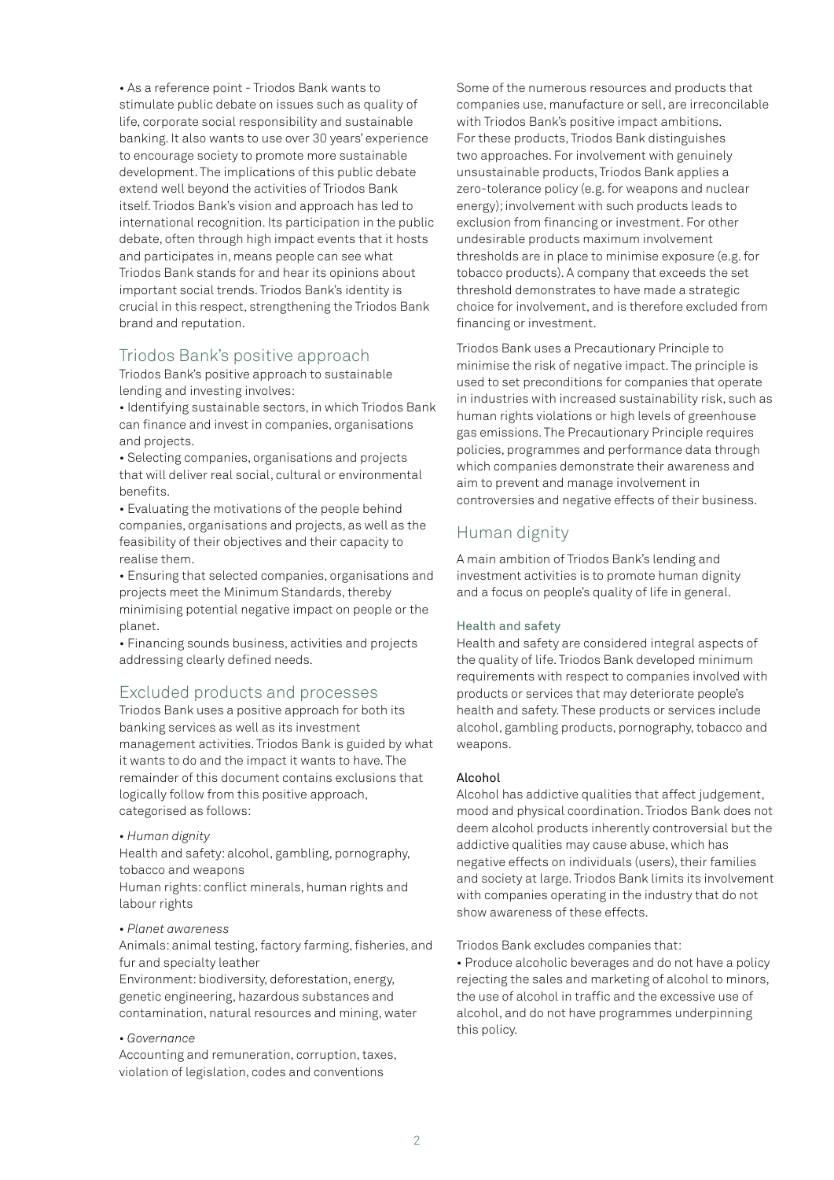• As a reference point - Triodos Bank wants to stimulate public debate on issues such as quality of life, corporate social responsibility and sustainable banking. It also wants to use over 30 years' experience to encourage society to promote more sustainable development. The implications of this public debate extend well beyond the activities of Triodos Bank itself. Triodos Bank's vision and approach has led to international recognition. Its participation in the public debate, often through high impact events that it hosts and participates in, means people can see what Triodos Bank stands for and hear its opinions about important social trends. Triodos Bank's identity is crucial in this respect, strengthening the Triodos Bank brand and reputation.

## Triodos Bank's positive approach

Triodos Bank's positive approach to sustainable lending and investing involves:

• Identifying sustainable sectors, in which Triodos Bank can finance and invest in companies, organisations and projects.

• Selecting companies, organisations and projects that will deliver real social, cultural or environmental benefits.

• Evaluating the motivations of the people behind companies, organisations and projects, as well as the feasibility of their objectives and their capacity to realise them.

• Ensuring that selected companies, organisations and projects meet the Minimum Standards, thereby minimising potential negative impact on people or the planet.

• Financing sounds business, activities and projects addressing clearly defined needs.

## Excluded products and processes

Triodos Bank uses a positive approach for both its banking services as well as its investment management activities. Triodos Bank is guided by what it wants to do and the impact it wants to have. The remainder of this document contains exclusions that logically follow from this positive approach, categorised as follows:

• *Human dignity*

Health and safety: alcohol, gambling, pornography, tobacco and weapons

Human rights: conflict minerals, human rights and labour rights

• *Planet awareness*

Animals: animal testing, factory farming, fisheries, and fur and specialty leather

Environment: biodiversity, deforestation, energy, genetic engineering, hazardous substances and contamination, natural resources and mining, water

• *Governance*

Accounting and remuneration, corruption, taxes, violation of legislation, codes and conventions

Some of the numerous resources and products that companies use, manufacture or sell, are irreconcilable with Triodos Bank's positive impact ambitions. For these products, Triodos Bank distinguishes two approaches. For involvement with genuinely unsustainable products, Triodos Bank applies a zero-tolerance policy (e.g. for weapons and nuclear energy); involvement with such products leads to exclusion from financing or investment. For other undesirable products maximum involvement thresholds are in place to minimise exposure (e.g. for tobacco products). A company that exceeds the set threshold demonstrates to have made a strategic choice for involvement, and is therefore excluded from financing or investment.

Triodos Bank uses a Precautionary Principle to minimise the risk of negative impact. The principle is used to set preconditions for companies that operate in industries with increased sustainability risk, such as human rights violations or high levels of greenhouse gas emissions. The Precautionary Principle requires policies, programmes and performance data through which companies demonstrate their awareness and aim to prevent and manage involvement in controversies and negative effects of their business.

## Human dignity

A main ambition of Triodos Bank's lending and investment activities is to promote human dignity and a focus on people's quality of life in general.

### Health and safety

Health and safety are considered integral aspects of the quality of life. Triodos Bank developed minimum requirements with respect to companies involved with products or services that may deteriorate people's health and safety. These products or services include alcohol, gambling products, pornography, tobacco and weapons.

#### Alcohol

Alcohol has addictive qualities that affect judgement, mood and physical coordination. Triodos Bank does not deem alcohol products inherently controversial but the addictive qualities may cause abuse, which has negative effects on individuals (users), their families and society at large. Triodos Bank limits its involvement with companies operating in the industry that do not show awareness of these effects.

Triodos Bank excludes companies that:

• Produce alcoholic beverages and do not have a policy rejecting the sales and marketing of alcohol to minors, the use of alcohol in traffic and the excessive use of alcohol, and do not have programmes underpinning this policy.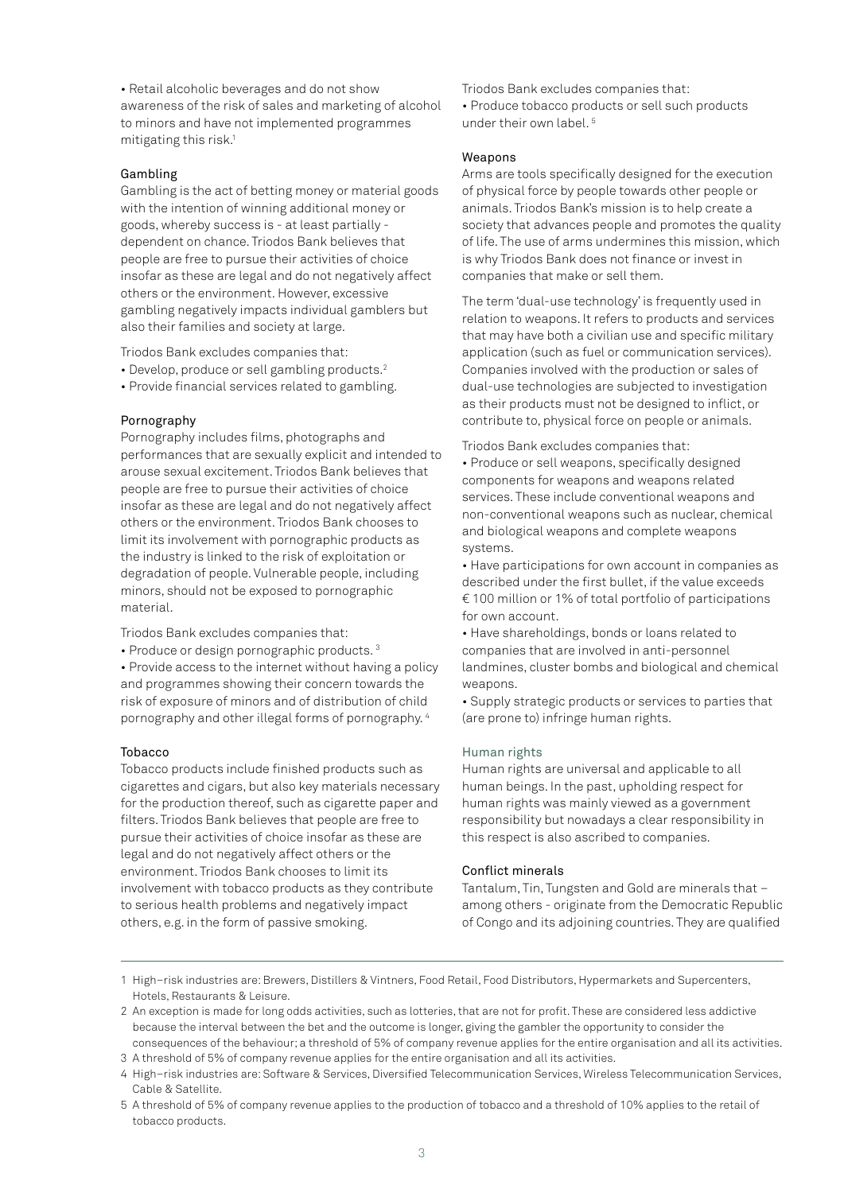- Retail alcoholic beverages and do not show awareness of the risk of sales and marketing of alcohol to minors and have not implemented programmes mitigating this risk.[1]

### Gambling

Gambling is the act of betting money or material goods with the intention of winning additional money or goods, whereby success is - at least partially - dependent on chance. Triodos Bank believes that people are free to pursue their activities of choice insofar as these are legal and do not negatively affect others or the environment. However, excessive gambling negatively impacts individual gamblers but also their families and society at large.

Triodos Bank excludes companies that:

- Develop, produce or sell gambling products.[2]
- Provide financial services related to gambling.

### Pornography

Pornography includes films, photographs and performances that are sexually explicit and intended to arouse sexual excitement. Triodos Bank believes that people are free to pursue their activities of choice insofar as these are legal and do not negatively affect others or the environment. Triodos Bank chooses to limit its involvement with pornographic products as the industry is linked to the risk of exploitation or degradation of people. Vulnerable people, including minors, should not be exposed to pornographic material.

Triodos Bank excludes companies that:

- Produce or design pornographic products.[3]
- Provide access to the internet without having a policy and programmes showing their concern towards the risk of exposure of minors and of distribution of child pornography and other illegal forms of pornography.[4]

### Tobacco

Tobacco products include finished products such as cigarettes and cigars, but also key materials necessary for the production thereof, such as cigarette paper and filters. Triodos Bank believes that people are free to pursue their activities of choice insofar as these are legal and do not negatively affect others or the environment. Triodos Bank chooses to limit its involvement with tobacco products as they contribute to serious health problems and negatively impact others, e.g. in the form of passive smoking.

Triodos Bank excludes companies that:

- Produce tobacco products or sell such products under their own label.[5]

### Weapons

Arms are tools specifically designed for the execution of physical force by people towards other people or animals. Triodos Bank's mission is to help create a society that advances people and promotes the quality of life. The use of arms undermines this mission, which is why Triodos Bank does not finance or invest in companies that make or sell them.

The term 'dual-use technology' is frequently used in relation to weapons. It refers to products and services that may have both a civilian use and specific military application (such as fuel or communication services). Companies involved with the production or sales of dual-use technologies are subjected to investigation as their products must not be designed to inflict, or contribute to, physical force on people or animals.

Triodos Bank excludes companies that:

- Produce or sell weapons, specifically designed components for weapons and weapons related services. These include conventional weapons and non-conventional weapons such as nuclear, chemical and biological weapons and complete weapons systems.
- Have participations for own account in companies as described under the first bullet, if the value exceeds € 100 million or 1% of total portfolio of participations for own account.
- Have shareholdings, bonds or loans related to companies that are involved in anti-personnel landmines, cluster bombs and biological and chemical weapons.
- Supply strategic products or services to parties that (are prone to) infringe human rights.

## Human rights

Human rights are universal and applicable to all human beings. In the past, upholding respect for human rights was mainly viewed as a government responsibility but nowadays a clear responsibility in this respect is also ascribed to companies.

### Conflict minerals

Tantalum, Tin, Tungsten and Gold are minerals that – among others - originate from the Democratic Republic of Congo and its adjoining countries. They are qualified

---

1 High–risk industries are: Brewers, Distillers & Vintners, Food Retail, Food Distributors, Hypermarkets and Supercenters, Hotels, Restaurants & Leisure.

2 An exception is made for long odds activities, such as lotteries, that are not for profit. These are considered less addictive because the interval between the bet and the outcome is longer, giving the gambler the opportunity to consider the consequences of the behaviour; a threshold of 5% of company revenue applies for the entire organisation and all its activities.

3 A threshold of 5% of company revenue applies for the entire organisation and all its activities.

4 High–risk industries are: Software & Services, Diversified Telecommunication Services, Wireless Telecommunication Services, Cable & Satellite.

5 A threshold of 5% of company revenue applies to the production of tobacco and a threshold of 10% applies to the retail of tobacco products.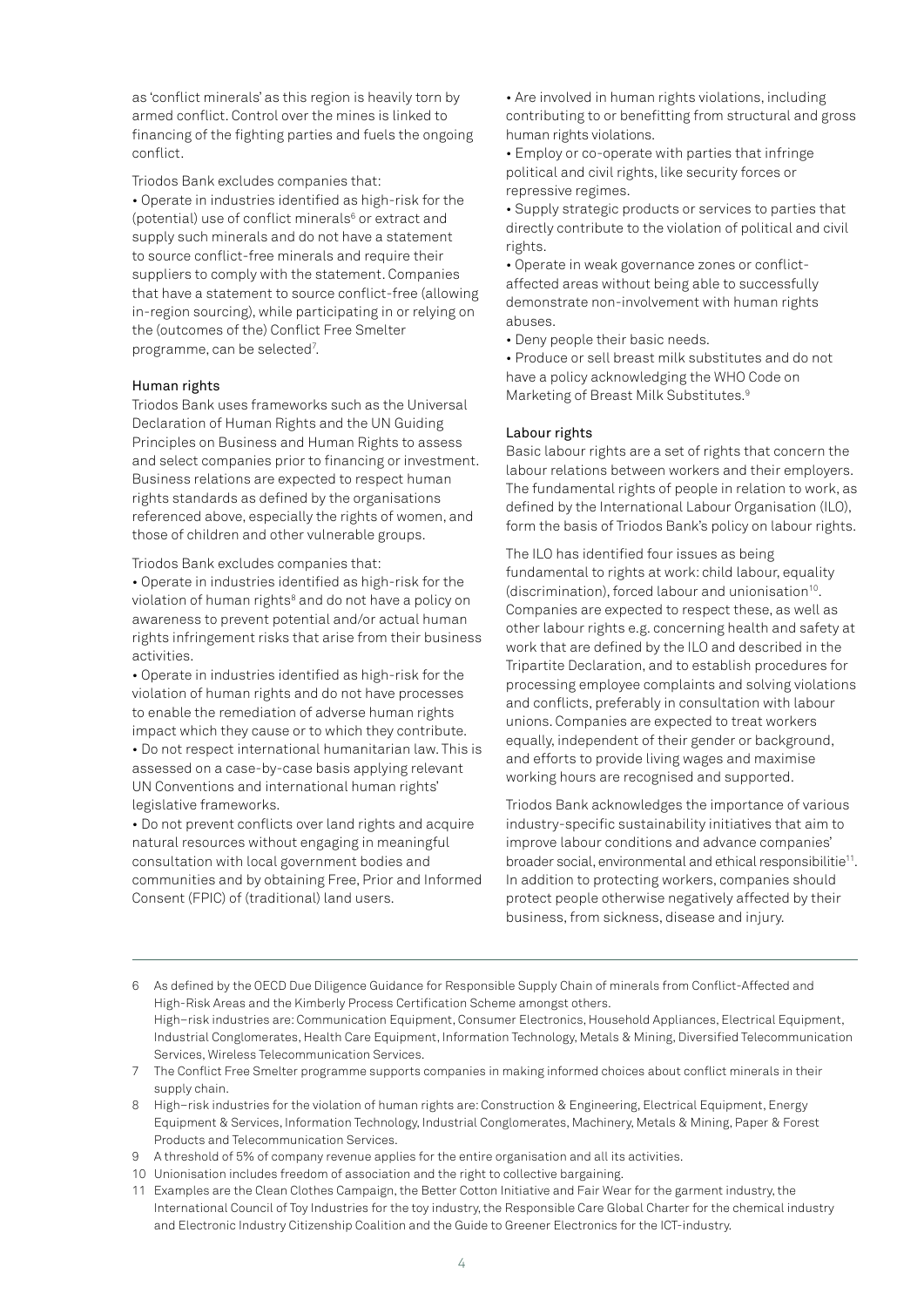as 'conflict minerals' as this region is heavily torn by armed conflict. Control over the mines is linked to financing of the fighting parties and fuels the ongoing conflict.

Triodos Bank excludes companies that:

- Operate in industries identified as high-risk for the (potential) use of conflict minerals[6] or extract and supply such minerals and do not have a statement to source conflict-free minerals and require their suppliers to comply with the statement. Companies that have a statement to source conflict-free (allowing in-region sourcing), while participating in or relying on the (outcomes of the) Conflict Free Smelter programme, can be selected[7].

### Human rights

Triodos Bank uses frameworks such as the Universal Declaration of Human Rights and the UN Guiding Principles on Business and Human Rights to assess and select companies prior to financing or investment. Business relations are expected to respect human rights standards as defined by the organisations referenced above, especially the rights of women, and those of children and other vulnerable groups.

Triodos Bank excludes companies that:

- Operate in industries identified as high-risk for the violation of human rights[8] and do not have a policy on awareness to prevent potential and/or actual human rights infringement risks that arise from their business activities.
- Operate in industries identified as high-risk for the violation of human rights and do not have processes to enable the remediation of adverse human rights impact which they cause or to which they contribute.
- Do not respect international humanitarian law. This is assessed on a case-by-case basis applying relevant UN Conventions and international human rights' legislative frameworks.
- Do not prevent conflicts over land rights and acquire natural resources without engaging in meaningful consultation with local government bodies and communities and by obtaining Free, Prior and Informed Consent (FPIC) of (traditional) land users.
- Are involved in human rights violations, including contributing to or benefitting from structural and gross human rights violations.
- Employ or co-operate with parties that infringe political and civil rights, like security forces or repressive regimes.
- Supply strategic products or services to parties that directly contribute to the violation of political and civil rights.
- Operate in weak governance zones or conflict-affected areas without being able to successfully demonstrate non-involvement with human rights abuses.
- Deny people their basic needs.
- Produce or sell breast milk substitutes and do not have a policy acknowledging the WHO Code on Marketing of Breast Milk Substitutes.[9]

### Labour rights

Basic labour rights are a set of rights that concern the labour relations between workers and their employers. The fundamental rights of people in relation to work, as defined by the International Labour Organisation (ILO), form the basis of Triodos Bank's policy on labour rights.

The ILO has identified four issues as being fundamental to rights at work: child labour, equality (discrimination), forced labour and unionisation[10]. Companies are expected to respect these, as well as other labour rights e.g. concerning health and safety at work that are defined by the ILO and described in the Tripartite Declaration, and to establish procedures for processing employee complaints and solving violations and conflicts, preferably in consultation with labour unions. Companies are expected to treat workers equally, independent of their gender or background, and efforts to provide living wages and maximise working hours are recognised and supported.

Triodos Bank acknowledges the importance of various industry-specific sustainability initiatives that aim to improve labour conditions and advance companies' broader social, environmental and ethical responsibilitie[11]. In addition to protecting workers, companies should protect people otherwise negatively affected by their business, from sickness, disease and injury.

---

6 As defined by the OECD Due Diligence Guidance for Responsible Supply Chain of minerals from Conflict-Affected and High-Risk Areas and the Kimberly Process Certification Scheme amongst others.
High–risk industries are: Communication Equipment, Consumer Electronics, Household Appliances, Electrical Equipment, Industrial Conglomerates, Health Care Equipment, Information Technology, Metals & Mining, Diversified Telecommunication Services, Wireless Telecommunication Services.

7 The Conflict Free Smelter programme supports companies in making informed choices about conflict minerals in their supply chain.

8 High–risk industries for the violation of human rights are: Construction & Engineering, Electrical Equipment, Energy Equipment & Services, Information Technology, Industrial Conglomerates, Machinery, Metals & Mining, Paper & Forest Products and Telecommunication Services.

9 A threshold of 5% of company revenue applies for the entire organisation and all its activities.

10 Unionisation includes freedom of association and the right to collective bargaining.

11 Examples are the Clean Clothes Campaign, the Better Cotton Initiative and Fair Wear for the garment industry, the International Council of Toy Industries for the toy industry, the Responsible Care Global Charter for the chemical industry and Electronic Industry Citizenship Coalition and the Guide to Greener Electronics for the ICT-industry.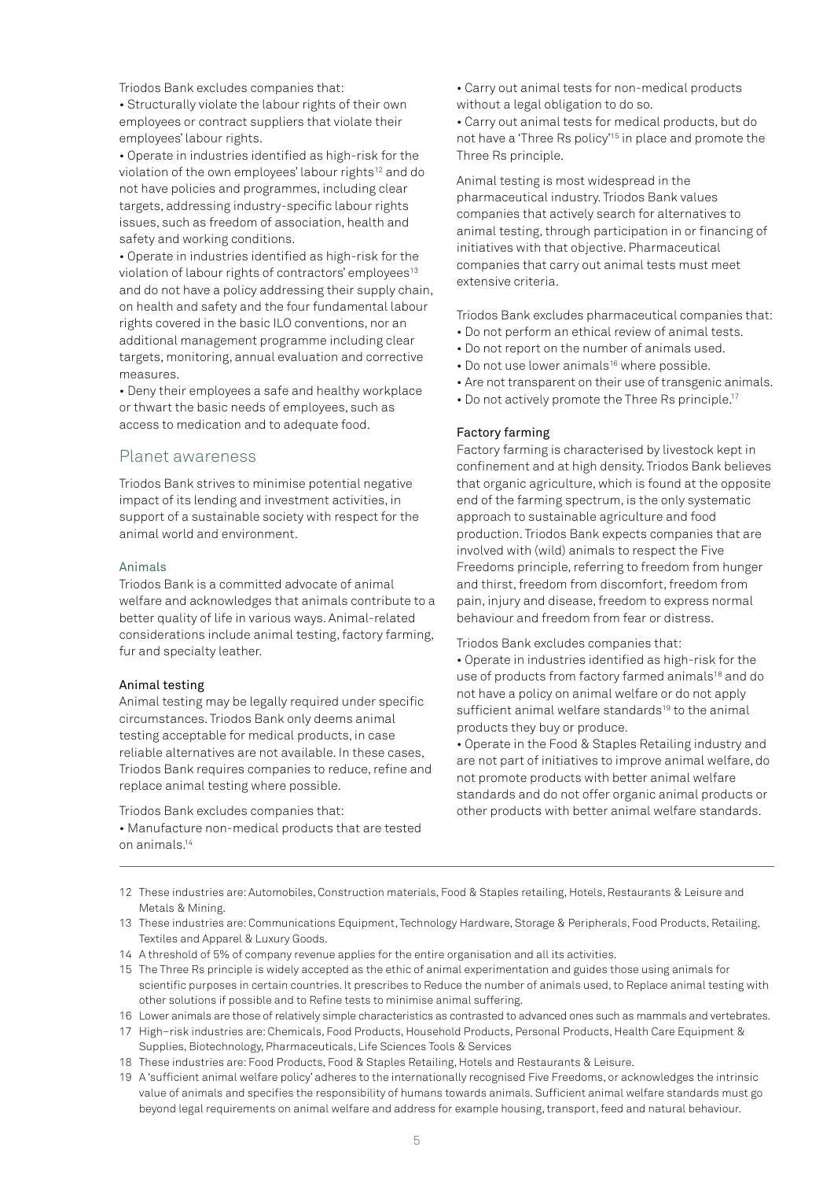Triodos Bank excludes companies that:

- Structurally violate the labour rights of their own employees or contract suppliers that violate their employees' labour rights.
- Operate in industries identified as high-risk for the violation of the own employees' labour rights[12] and do not have policies and programmes, including clear targets, addressing industry-specific labour rights issues, such as freedom of association, health and safety and working conditions.
- Operate in industries identified as high-risk for the violation of labour rights of contractors' employees[13] and do not have a policy addressing their supply chain, on health and safety and the four fundamental labour rights covered in the basic ILO conventions, nor an additional management programme including clear targets, monitoring, annual evaluation and corrective measures.
- Deny their employees a safe and healthy workplace or thwart the basic needs of employees, such as access to medication and to adequate food.

## Planet awareness

Triodos Bank strives to minimise potential negative impact of its lending and investment activities, in support of a sustainable society with respect for the animal world and environment.

### Animals

Triodos Bank is a committed advocate of animal welfare and acknowledges that animals contribute to a better quality of life in various ways. Animal-related considerations include animal testing, factory farming, fur and specialty leather.

#### Animal testing

Animal testing may be legally required under specific circumstances. Triodos Bank only deems animal testing acceptable for medical products, in case reliable alternatives are not available. In these cases, Triodos Bank requires companies to reduce, refine and replace animal testing where possible.

Triodos Bank excludes companies that:

- Manufacture non-medical products that are tested on animals.[14]
- Carry out animal tests for non-medical products without a legal obligation to do so.
- Carry out animal tests for medical products, but do not have a 'Three Rs policy'[15] in place and promote the Three Rs principle.

Animal testing is most widespread in the pharmaceutical industry. Triodos Bank values companies that actively search for alternatives to animal testing, through participation in or financing of initiatives with that objective. Pharmaceutical companies that carry out animal tests must meet extensive criteria.

Triodos Bank excludes pharmaceutical companies that:

- Do not perform an ethical review of animal tests.
- Do not report on the number of animals used.
- Do not use lower animals[16] where possible.
- Are not transparent on their use of transgenic animals.
- Do not actively promote the Three Rs principle.[17]

#### Factory farming

Factory farming is characterised by livestock kept in confinement and at high density. Triodos Bank believes that organic agriculture, which is found at the opposite end of the farming spectrum, is the only systematic approach to sustainable agriculture and food production. Triodos Bank expects companies that are involved with (wild) animals to respect the Five Freedoms principle, referring to freedom from hunger and thirst, freedom from discomfort, freedom from pain, injury and disease, freedom to express normal behaviour and freedom from fear or distress.

Triodos Bank excludes companies that:

- Operate in industries identified as high-risk for the use of products from factory farmed animals[18] and do not have a policy on animal welfare or do not apply sufficient animal welfare standards[19] to the animal products they buy or produce.
- Operate in the Food & Staples Retailing industry and are not part of initiatives to improve animal welfare, do not promote products with better animal welfare standards and do not offer organic animal products or other products with better animal welfare standards.

---

12 These industries are: Automobiles, Construction materials, Food & Staples retailing, Hotels, Restaurants & Leisure and Metals & Mining.

13 These industries are: Communications Equipment, Technology Hardware, Storage & Peripherals, Food Products, Retailing, Textiles and Apparel & Luxury Goods.

14 A threshold of 5% of company revenue applies for the entire organisation and all its activities.

15 The Three Rs principle is widely accepted as the ethic of animal experimentation and guides those using animals for scientific purposes in certain countries. It prescribes to Reduce the number of animals used, to Replace animal testing with other solutions if possible and to Refine tests to minimise animal suffering.

16 Lower animals are those of relatively simple characteristics as contrasted to advanced ones such as mammals and vertebrates.

17 High–risk industries are: Chemicals, Food Products, Household Products, Personal Products, Health Care Equipment & Supplies, Biotechnology, Pharmaceuticals, Life Sciences Tools & Services

18 These industries are: Food Products, Food & Staples Retailing, Hotels and Restaurants & Leisure.

19 A 'sufficient animal welfare policy' adheres to the internationally recognised Five Freedoms, or acknowledges the intrinsic value of animals and specifies the responsibility of humans towards animals. Sufficient animal welfare standards must go beyond legal requirements on animal welfare and address for example housing, transport, feed and natural behaviour.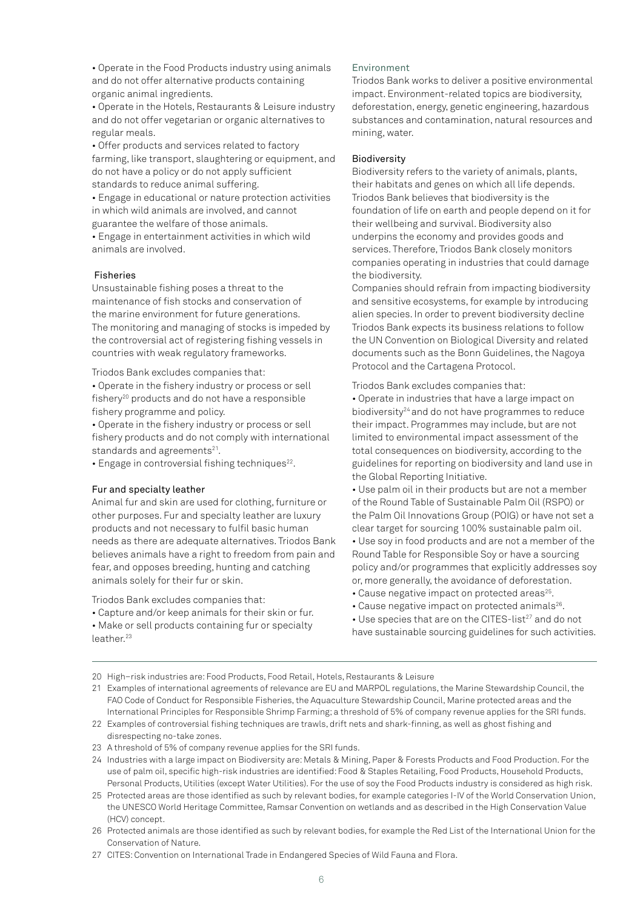- Operate in the Food Products industry using animals and do not offer alternative products containing organic animal ingredients.
- Operate in the Hotels, Restaurants & Leisure industry and do not offer vegetarian or organic alternatives to regular meals.
- Offer products and services related to factory farming, like transport, slaughtering or equipment, and do not have a policy or do not apply sufficient standards to reduce animal suffering.
- Engage in educational or nature protection activities in which wild animals are involved, and cannot guarantee the welfare of those animals.
- Engage in entertainment activities in which wild animals are involved.

### Fisheries

Unsustainable fishing poses a threat to the maintenance of fish stocks and conservation of the marine environment for future generations. The monitoring and managing of stocks is impeded by the controversial act of registering fishing vessels in countries with weak regulatory frameworks.

Triodos Bank excludes companies that:

- Operate in the fishery industry or process or sell fishery[20] products and do not have a responsible fishery programme and policy.
- Operate in the fishery industry or process or sell fishery products and do not comply with international standards and agreements[21].
- Engage in controversial fishing techniques[22].

### Fur and specialty leather

Animal fur and skin are used for clothing, furniture or other purposes. Fur and specialty leather are luxury products and not necessary to fulfil basic human needs as there are adequate alternatives. Triodos Bank believes animals have a right to freedom from pain and fear, and opposes breeding, hunting and catching animals solely for their fur or skin.

Triodos Bank excludes companies that:

- Capture and/or keep animals for their skin or fur.
- Make or sell products containing fur or specialty leather.[23]

## Environment

Triodos Bank works to deliver a positive environmental impact. Environment-related topics are biodiversity, deforestation, energy, genetic engineering, hazardous substances and contamination, natural resources and mining, water.

### Biodiversity

Biodiversity refers to the variety of animals, plants, their habitats and genes on which all life depends. Triodos Bank believes that biodiversity is the foundation of life on earth and people depend on it for their wellbeing and survival. Biodiversity also underpins the economy and provides goods and services. Therefore, Triodos Bank closely monitors companies operating in industries that could damage the biodiversity.

Companies should refrain from impacting biodiversity and sensitive ecosystems, for example by introducing alien species. In order to prevent biodiversity decline Triodos Bank expects its business relations to follow the UN Convention on Biological Diversity and related documents such as the Bonn Guidelines, the Nagoya Protocol and the Cartagena Protocol.

Triodos Bank excludes companies that:

- Operate in industries that have a large impact on biodiversity[24] and do not have programmes to reduce their impact. Programmes may include, but are not limited to environmental impact assessment of the total consequences on biodiversity, according to the guidelines for reporting on biodiversity and land use in the Global Reporting Initiative.
- Use palm oil in their products but are not a member of the Round Table of Sustainable Palm Oil (RSPO) or the Palm Oil Innovations Group (POIG) or have not set a clear target for sourcing 100% sustainable palm oil.
- Use soy in food products and are not a member of the Round Table for Responsible Soy or have a sourcing policy and/or programmes that explicitly addresses soy or, more generally, the avoidance of deforestation.
- Cause negative impact on protected areas[25].
- Cause negative impact on protected animals[26].
- Use species that are on the CITES-list[27] and do not have sustainable sourcing guidelines for such activities.

---

20 High–risk industries are: Food Products, Food Retail, Hotels, Restaurants & Leisure

21 Examples of international agreements of relevance are EU and MARPOL regulations, the Marine Stewardship Council, the FAO Code of Conduct for Responsible Fisheries, the Aquaculture Stewardship Council, Marine protected areas and the International Principles for Responsible Shrimp Farming; a threshold of 5% of company revenue applies for the SRI funds.

22 Examples of controversial fishing techniques are trawls, drift nets and shark-finning, as well as ghost fishing and disrespecting no-take zones.

23 A threshold of 5% of company revenue applies for the SRI funds.

24 Industries with a large impact on Biodiversity are: Metals & Mining, Paper & Forests Products and Food Production. For the use of palm oil, specific high-risk industries are identified: Food & Staples Retailing, Food Products, Household Products, Personal Products, Utilities (except Water Utilities). For the use of soy the Food Products industry is considered as high risk.

25 Protected areas are those identified as such by relevant bodies, for example categories I-IV of the World Conservation Union, the UNESCO World Heritage Committee, Ramsar Convention on wetlands and as described in the High Conservation Value (HCV) concept.

26 Protected animals are those identified as such by relevant bodies, for example the Red List of the International Union for the Conservation of Nature.

27 CITES: Convention on International Trade in Endangered Species of Wild Fauna and Flora.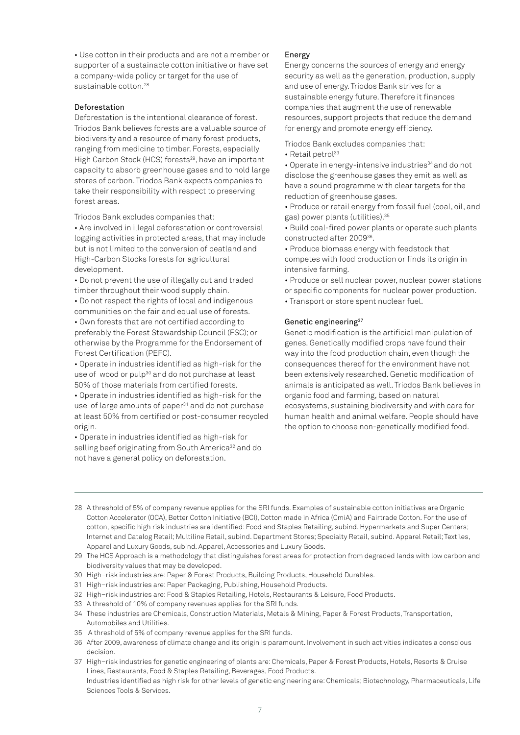- Use cotton in their products and are not a member or supporter of a sustainable cotton initiative or have set a company-wide policy or target for the use of sustainable cotton.[28]

### Deforestation

Deforestation is the intentional clearance of forest. Triodos Bank believes forests are a valuable source of biodiversity and a resource of many forest products, ranging from medicine to timber. Forests, especially High Carbon Stock (HCS) forests[29], have an important capacity to absorb greenhouse gases and to hold large stores of carbon. Triodos Bank expects companies to take their responsibility with respect to preserving forest areas.

Triodos Bank excludes companies that:

- Are involved in illegal deforestation or controversial logging activities in protected areas, that may include but is not limited to the conversion of peatland and High-Carbon Stocks forests for agricultural development.
- Do not prevent the use of illegally cut and traded timber throughout their wood supply chain.
- Do not respect the rights of local and indigenous communities on the fair and equal use of forests.
- Own forests that are not certified according to preferably the Forest Stewardship Council (FSC); or otherwise by the Programme for the Endorsement of Forest Certification (PEFC).
- Operate in industries identified as high-risk for the use of wood or pulp[30] and do not purchase at least 50% of those materials from certified forests.
- Operate in industries identified as high-risk for the use of large amounts of paper[31] and do not purchase at least 50% from certified or post-consumer recycled origin.
- Operate in industries identified as high-risk for selling beef originating from South America[32] and do not have a general policy on deforestation.

### Energy

Energy concerns the sources of energy and energy security as well as the generation, production, supply and use of energy. Triodos Bank strives for a sustainable energy future. Therefore it finances companies that augment the use of renewable resources, support projects that reduce the demand for energy and promote energy efficiency.

Triodos Bank excludes companies that:

- Retail petrol[33]
- Operate in energy-intensive industries[34] and do not disclose the greenhouse gases they emit as well as have a sound programme with clear targets for the reduction of greenhouse gases.
- Produce or retail energy from fossil fuel (coal, oil, and gas) power plants (utilities).[35]
- Build coal-fired power plants or operate such plants constructed after 2009[36].
- Produce biomass energy with feedstock that competes with food production or finds its origin in intensive farming.
- Produce or sell nuclear power, nuclear power stations or specific components for nuclear power production.
- Transport or store spent nuclear fuel.

### Genetic engineering[37]

Genetic modification is the artificial manipulation of genes. Genetically modified crops have found their way into the food production chain, even though the consequences thereof for the environment have not been extensively researched. Genetic modification of animals is anticipated as well. Triodos Bank believes in organic food and farming, based on natural ecosystems, sustaining biodiversity and with care for human health and animal welfare. People should have the option to choose non-genetically modified food.

---

28 A threshold of 5% of company revenue applies for the SRI funds. Examples of sustainable cotton initiatives are Organic Cotton Accelerator (OCA), Better Cotton Initiative (BCI), Cotton made in Africa (CmiA) and Fairtrade Cotton. For the use of cotton, specific high risk industries are identified: Food and Staples Retailing, subind. Hypermarkets and Super Centers; Internet and Catalog Retail; Multiline Retail, subind. Department Stores; Specialty Retail, subind. Apparel Retail; Textiles, Apparel and Luxury Goods, subind. Apparel, Accessories and Luxury Goods.

29 The HCS Approach is a methodology that distinguishes forest areas for protection from degraded lands with low carbon and biodiversity values that may be developed.

30 High–risk industries are: Paper & Forest Products, Building Products, Household Durables.

31 High–risk industries are: Paper Packaging, Publishing, Household Products.

32 High–risk industries are: Food & Staples Retailing, Hotels, Restaurants & Leisure, Food Products.

33 A threshold of 10% of company revenues applies for the SRI funds.

34 These industries are Chemicals, Construction Materials, Metals & Mining, Paper & Forest Products, Transportation, Automobiles and Utilities.

35 A threshold of 5% of company revenue applies for the SRI funds.

36 After 2009, awareness of climate change and its origin is paramount. Involvement in such activities indicates a conscious decision.

37 High–risk industries for genetic engineering of plants are: Chemicals, Paper & Forest Products, Hotels, Resorts & Cruise Lines, Restaurants, Food & Staples Retailing, Beverages, Food Products.
Industries identified as high risk for other levels of genetic engineering are: Chemicals; Biotechnology, Pharmaceuticals, Life Sciences Tools & Services.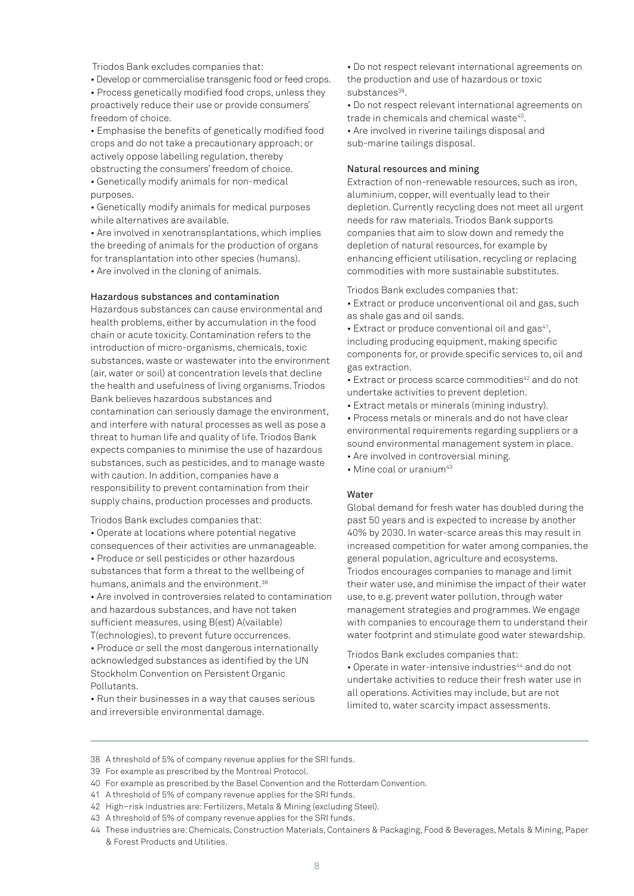Triodos Bank excludes companies that:

- Develop or commercialise transgenic food or feed crops.
- Process genetically modified food crops, unless they proactively reduce their use or provide consumers' freedom of choice.
- Emphasise the benefits of genetically modified food crops and do not take a precautionary approach; or actively oppose labelling regulation, thereby obstructing the consumers' freedom of choice.
- Genetically modify animals for non-medical purposes.
- Genetically modify animals for medical purposes while alternatives are available.
- Are involved in xenotransplantations, which implies the breeding of animals for the production of organs for transplantation into other species (humans).
- Are involved in the cloning of animals.

### Hazardous substances and contamination

Hazardous substances can cause environmental and health problems, either by accumulation in the food chain or acute toxicity. Contamination refers to the introduction of micro-organisms, chemicals, toxic substances, waste or wastewater into the environment (air, water or soil) at concentration levels that decline the health and usefulness of living organisms. Triodos Bank believes hazardous substances and contamination can seriously damage the environment, and interfere with natural processes as well as pose a threat to human life and quality of life. Triodos Bank expects companies to minimise the use of hazardous substances, such as pesticides, and to manage waste with caution. In addition, companies have a responsibility to prevent contamination from their supply chains, production processes and products.

Triodos Bank excludes companies that:

- Operate at locations where potential negative consequences of their activities are unmanageable.
- Produce or sell pesticides or other hazardous substances that form a threat to the wellbeing of humans, animals and the environment.[38]
- Are involved in controversies related to contamination and hazardous substances, and have not taken sufficient measures, using B(est) A(vailable) T(echnologies), to prevent future occurrences.
- Produce or sell the most dangerous internationally acknowledged substances as identified by the UN Stockholm Convention on Persistent Organic Pollutants.
- Run their businesses in a way that causes serious and irreversible environmental damage.
- Do not respect relevant international agreements on the production and use of hazardous or toxic substances[39].
- Do not respect relevant international agreements on trade in chemicals and chemical waste[40].
- Are involved in riverine tailings disposal and sub-marine tailings disposal.

### Natural resources and mining

Extraction of non-renewable resources, such as iron, aluminium, copper, will eventually lead to their depletion. Currently recycling does not meet all urgent needs for raw materials. Triodos Bank supports companies that aim to slow down and remedy the depletion of natural resources, for example by enhancing efficient utilisation, recycling or replacing commodities with more sustainable substitutes.

Triodos Bank excludes companies that:

- Extract or produce unconventional oil and gas, such as shale gas and oil sands.
- Extract or produce conventional oil and gas[41], including producing equipment, making specific components for, or provide specific services to, oil and gas extraction.
- Extract or process scarce commodities[42] and do not undertake activities to prevent depletion.
- Extract metals or minerals (mining industry).
- Process metals or minerals and do not have clear environmental requirements regarding suppliers or a sound environmental management system in place.
- Are involved in controversial mining.
- Mine coal or uranium[43]

### Water

Global demand for fresh water has doubled during the past 50 years and is expected to increase by another 40% by 2030. In water-scarce areas this may result in increased competition for water among companies, the general population, agriculture and ecosystems. Triodos encourages companies to manage and limit their water use, and minimise the impact of their water use, to e.g. prevent water pollution, through water management strategies and programmes. We engage with companies to encourage them to understand their water footprint and stimulate good water stewardship.

Triodos Bank excludes companies that:

- Operate in water-intensive industries[44] and do not undertake activities to reduce their fresh water use in all operations. Activities may include, but are not limited to, water scarcity impact assessments.

---

38 A threshold of 5% of company revenue applies for the SRI funds.
39 For example as prescribed by the Montreal Protocol.
40 For example as prescribed by the Basel Convention and the Rotterdam Convention.
41 A threshold of 5% of company revenue applies for the SRI funds.
42 High–risk industries are: Fertilizers, Metals & Mining (excluding Steel).
43 A threshold of 5% of company revenue applies for the SRI funds.
44 These industries are: Chemicals, Construction Materials, Containers & Packaging, Food & Beverages, Metals & Mining, Paper & Forest Products and Utilities.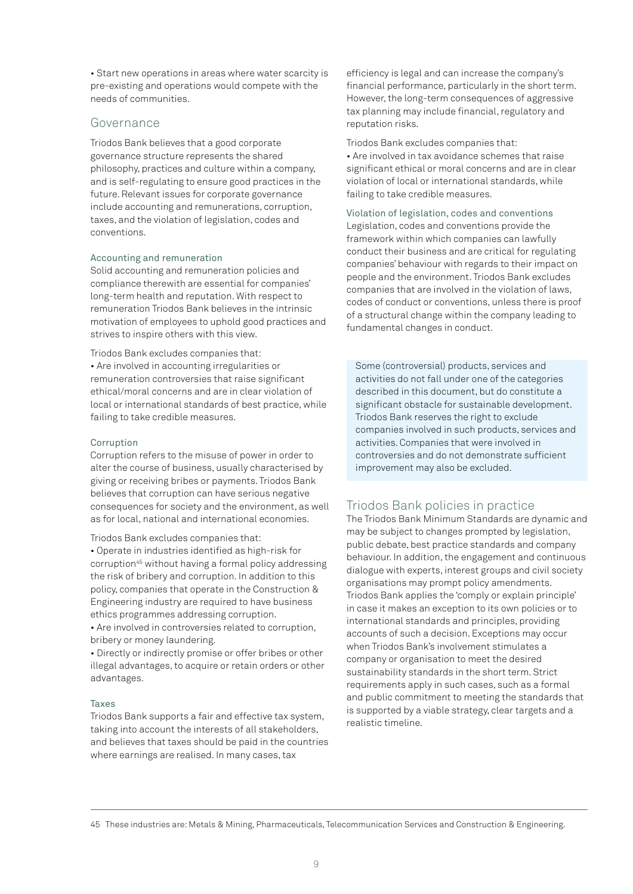• Start new operations in areas where water scarcity is pre-existing and operations would compete with the needs of communities.

## Governance

Triodos Bank believes that a good corporate governance structure represents the shared philosophy, practices and culture within a company, and is self-regulating to ensure good practices in the future. Relevant issues for corporate governance include accounting and remunerations, corruption, taxes, and the violation of legislation, codes and conventions.

### Accounting and remuneration

Solid accounting and remuneration policies and compliance therewith are essential for companies' long-term health and reputation. With respect to remuneration Triodos Bank believes in the intrinsic motivation of employees to uphold good practices and strives to inspire others with this view.

Triodos Bank excludes companies that:

• Are involved in accounting irregularities or remuneration controversies that raise significant ethical/moral concerns and are in clear violation of local or international standards of best practice, while failing to take credible measures.

### Corruption

Corruption refers to the misuse of power in order to alter the course of business, usually characterised by giving or receiving bribes or payments. Triodos Bank believes that corruption can have serious negative consequences for society and the environment, as well as for local, national and international economies.

Triodos Bank excludes companies that:

• Operate in industries identified as high-risk for corruption[45] without having a formal policy addressing the risk of bribery and corruption. In addition to this policy, companies that operate in the Construction & Engineering industry are required to have business ethics programmes addressing corruption.

• Are involved in controversies related to corruption, bribery or money laundering.

• Directly or indirectly promise or offer bribes or other illegal advantages, to acquire or retain orders or other advantages.

### Taxes

Triodos Bank supports a fair and effective tax system, taking into account the interests of all stakeholders, and believes that taxes should be paid in the countries where earnings are realised. In many cases, tax efficiency is legal and can increase the company's financial performance, particularly in the short term. However, the long-term consequences of aggressive tax planning may include financial, regulatory and reputation risks.

Triodos Bank excludes companies that:

• Are involved in tax avoidance schemes that raise significant ethical or moral concerns and are in clear violation of local or international standards, while failing to take credible measures.

### Violation of legislation, codes and conventions

Legislation, codes and conventions provide the framework within which companies can lawfully conduct their business and are critical for regulating companies' behaviour with regards to their impact on people and the environment. Triodos Bank excludes companies that are involved in the violation of laws, codes of conduct or conventions, unless there is proof of a structural change within the company leading to fundamental changes in conduct.

Some (controversial) products, services and activities do not fall under one of the categories described in this document, but do constitute a significant obstacle for sustainable development. Triodos Bank reserves the right to exclude companies involved in such products, services and activities. Companies that were involved in controversies and do not demonstrate sufficient improvement may also be excluded.

## Triodos Bank policies in practice

The Triodos Bank Minimum Standards are dynamic and may be subject to changes prompted by legislation, public debate, best practice standards and company behaviour. In addition, the engagement and continuous dialogue with experts, interest groups and civil society organisations may prompt policy amendments. Triodos Bank applies the 'comply or explain principle' in case it makes an exception to its own policies or to international standards and principles, providing accounts of such a decision. Exceptions may occur when Triodos Bank's involvement stimulates a company or organisation to meet the desired sustainability standards in the short term. Strict requirements apply in such cases, such as a formal and public commitment to meeting the standards that is supported by a viable strategy, clear targets and a realistic timeline.

45 These industries are: Metals & Mining, Pharmaceuticals, Telecommunication Services and Construction & Engineering.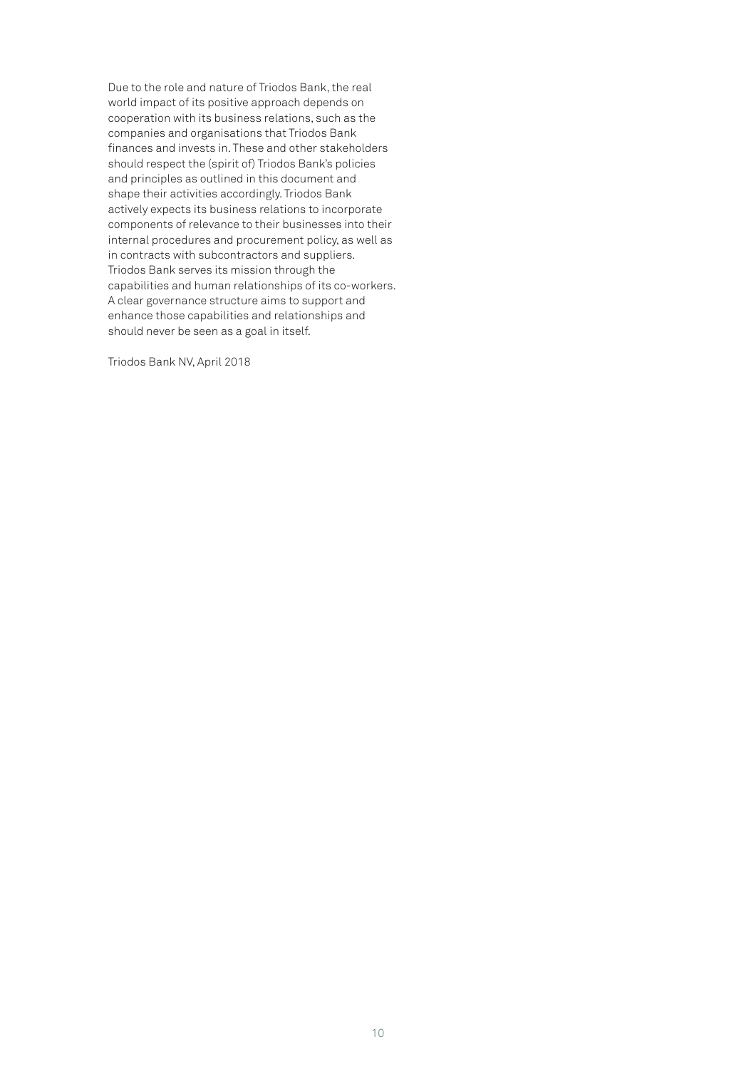Due to the role and nature of Triodos Bank, the real world impact of its positive approach depends on cooperation with its business relations, such as the companies and organisations that Triodos Bank finances and invests in. These and other stakeholders should respect the (spirit of) Triodos Bank's policies and principles as outlined in this document and shape their activities accordingly. Triodos Bank actively expects its business relations to incorporate components of relevance to their businesses into their internal procedures and procurement policy, as well as in contracts with subcontractors and suppliers. Triodos Bank serves its mission through the capabilities and human relationships of its co-workers. A clear governance structure aims to support and enhance those capabilities and relationships and should never be seen as a goal in itself.

Triodos Bank NV, April 2018